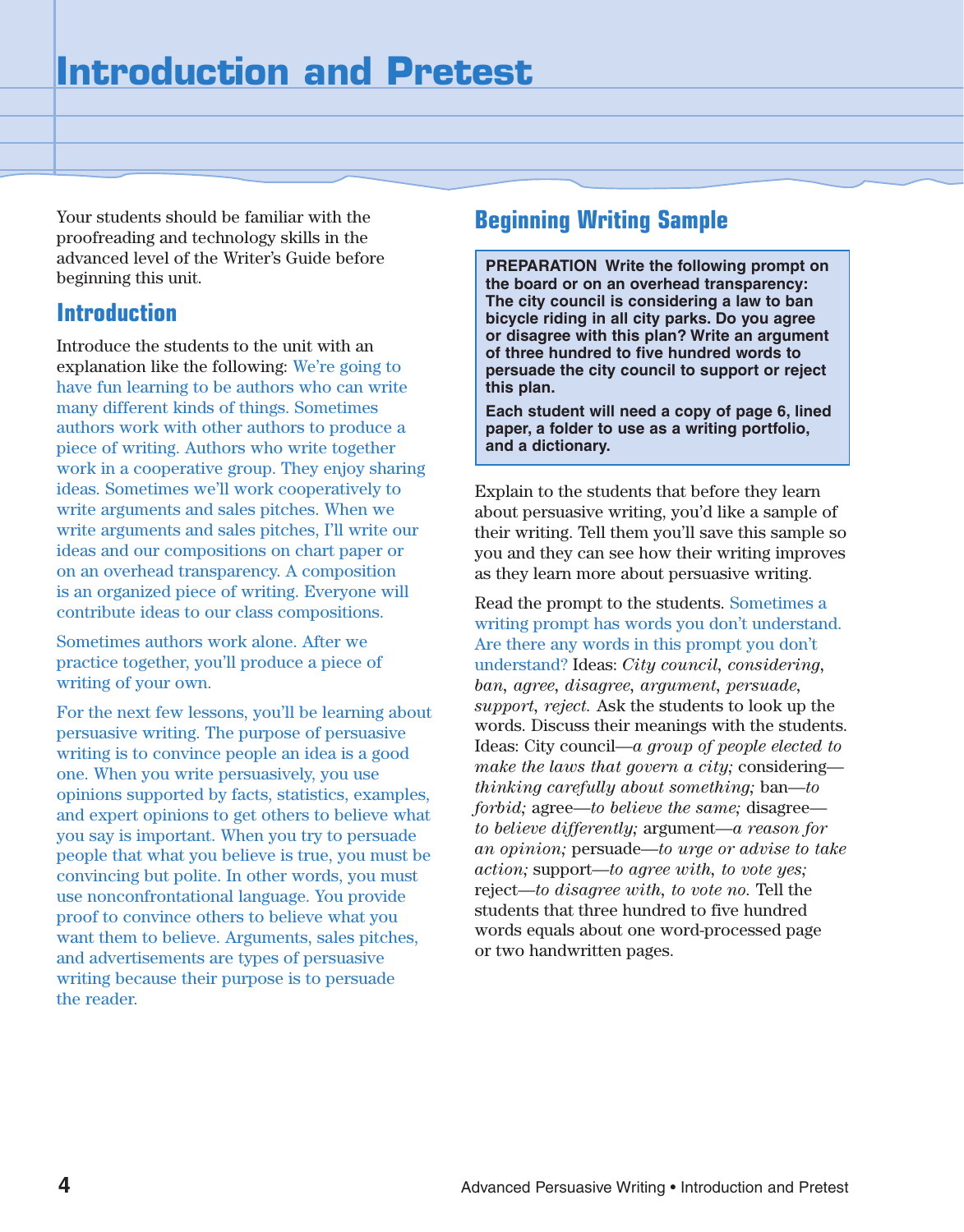# Introduction and Pretest

Your students should be familiar with the proofreading and technology skills in the advanced level of the Writer's Guide before beginning this unit.

## Introduction

Introduce the students to the unit with an explanation like the following: We're going to have fun learning to be authors who can write many different kinds of things. Sometimes authors work with other authors to produce a piece of writing. Authors who write together work in a cooperative group. They enjoy sharing ideas. Sometimes we'll work cooperatively to write arguments and sales pitches. When we write arguments and sales pitches, I'll write our ideas and our compositions on chart paper or on an overhead transparency. A composition is an organized piece of writing. Everyone will contribute ideas to our class compositions.

Sometimes authors work alone. After we practice together, you'll produce a piece of writing of your own.

For the next few lessons, you'll be learning about persuasive writing. The purpose of persuasive writing is to convince people an idea is a good one. When you write persuasively, you use opinions supported by facts, statistics, examples, and expert opinions to get others to believe what you say is important. When you try to persuade people that what you believe is true, you must be convincing but polite. In other words, you must use nonconfrontational language. You provide proof to convince others to believe what you want them to believe. Arguments, sales pitches, and advertisements are types of persuasive writing because their purpose is to persuade the reader.

## Beginning Writing Sample

> **PREPARATION Write the following prompt on the board or on an overhead transparency: The city council is considering a law to ban bicycle riding in all city parks. Do you agree or disagree with this plan? Write an argument of three hundred to five hundred words to persuade the city council to support or reject this plan.**
>
> **Each student will need a copy of page 6, lined paper, a folder to use as a writing portfolio, and a dictionary.**

Explain to the students that before they learn about persuasive writing, you'd like a sample of their writing. Tell them you'll save this sample so you and they can see how their writing improves as they learn more about persuasive writing.

Read the prompt to the students. Sometimes a writing prompt has words you don't understand. Are there any words in this prompt you don't understand? Ideas: *City council*, *considering*, *ban*, *agree*, *disagree*, *argument*, *persuade*, *support*, *reject.* Ask the students to look up the words. Discuss their meanings with the students. Ideas: City council—*a group of people elected to make the laws that govern a city;* considering—*thinking carefully about something;* ban—*to forbid;* agree—*to believe the same;* disagree—*to believe differently;* argument—*a reason for an opinion;* persuade—*to urge or advise to take action;* support—*to agree with, to vote yes;* reject—*to disagree with, to vote no.* Tell the students that three hundred to five hundred words equals about one word-processed page or two handwritten pages.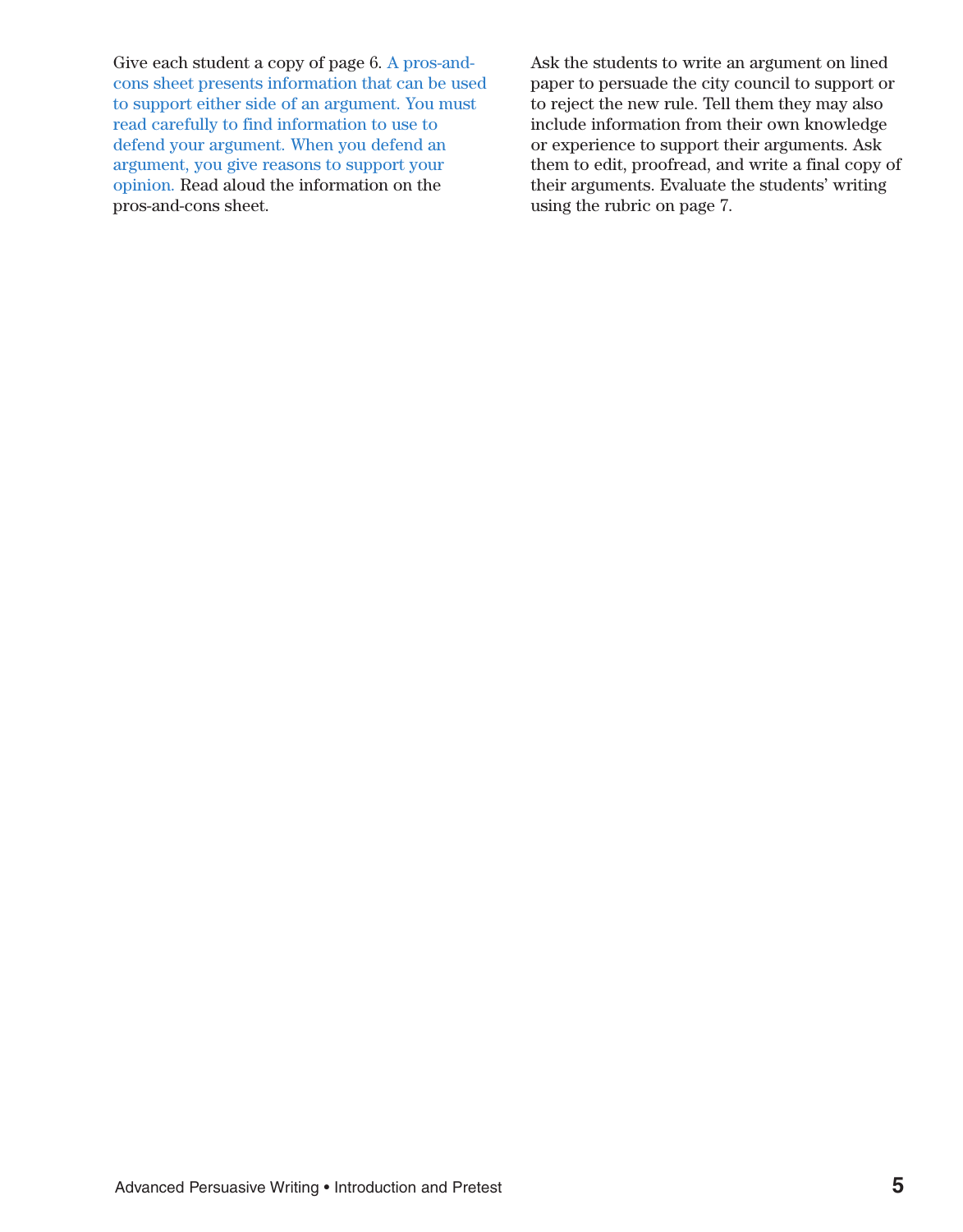Give each student a copy of page 6. A pros-and-cons sheet presents information that can be used to support either side of an argument. You must read carefully to find information to use to defend your argument. When you defend an argument, you give reasons to support your opinion. Read aloud the information on the pros-and-cons sheet.

Ask the students to write an argument on lined paper to persuade the city council to support or to reject the new rule. Tell them they may also include information from their own knowledge or experience to support their arguments. Ask them to edit, proofread, and write a final copy of their arguments. Evaluate the students' writing using the rubric on page 7.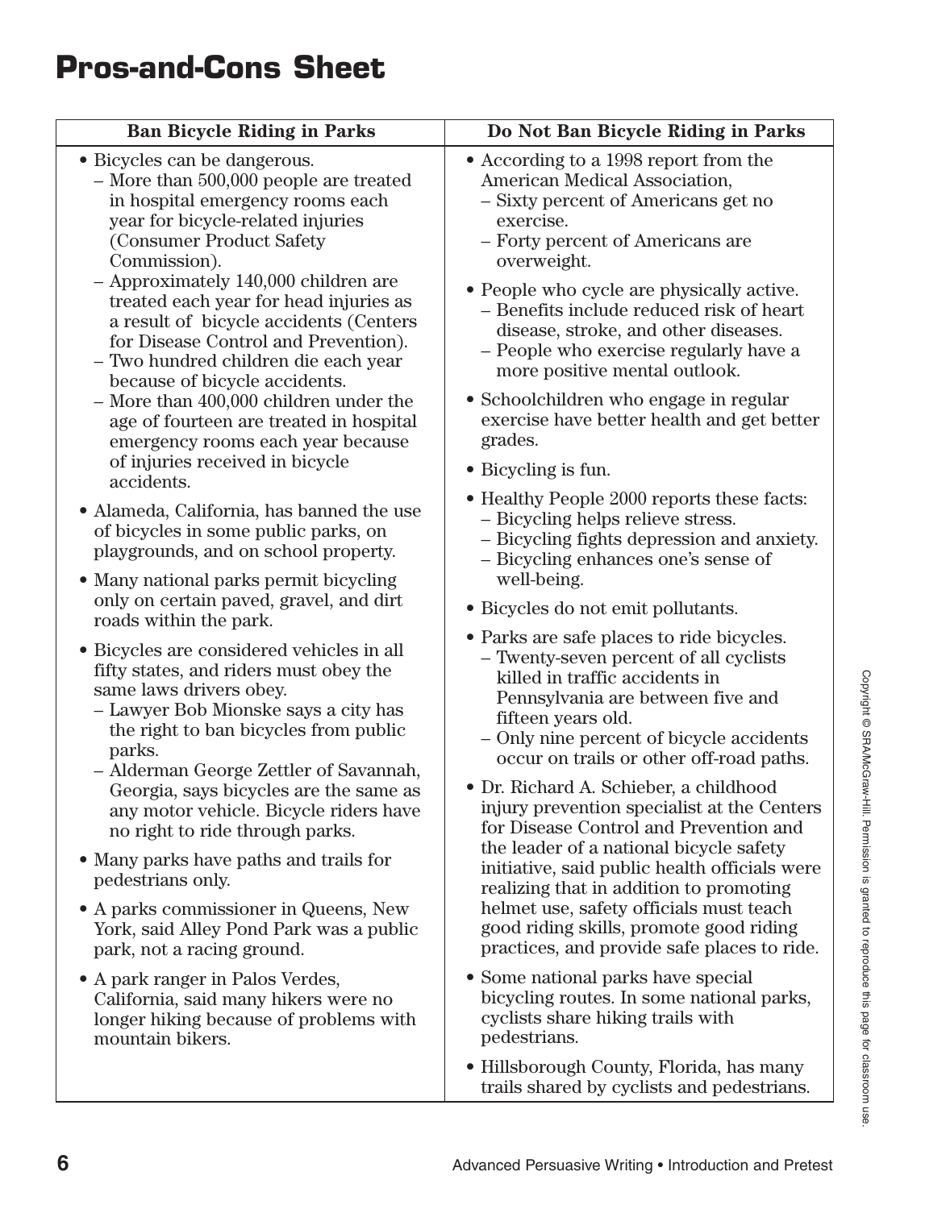# Pros-and-Cons Sheet

### Ban Bicycle Riding in Parks

- Bicycles can be dangerous.
  - More than 500,000 people are treated in hospital emergency rooms each year for bicycle-related injuries (Consumer Product Safety Commission).
  - Approximately 140,000 children are treated each year for head injuries as a result of bicycle accidents (Centers for Disease Control and Prevention).
  - Two hundred children die each year because of bicycle accidents.
  - More than 400,000 children under the age of fourteen are treated in hospital emergency rooms each year because of injuries received in bicycle accidents.
- Alameda, California, has banned the use of bicycles in some public parks, on playgrounds, and on school property.
- Many national parks permit bicycling only on certain paved, gravel, and dirt roads within the park.
- Bicycles are considered vehicles in all fifty states, and riders must obey the same laws drivers obey.
  - Lawyer Bob Mionske says a city has the right to ban bicycles from public parks.
  - Alderman George Zettler of Savannah, Georgia, says bicycles are the same as any motor vehicle. Bicycle riders have no right to ride through parks.
- Many parks have paths and trails for pedestrians only.
- A parks commissioner in Queens, New York, said Alley Pond Park was a public park, not a racing ground.
- A park ranger in Palos Verdes, California, said many hikers were no longer hiking because of problems with mountain bikers.

### Do Not Ban Bicycle Riding in Parks

- According to a 1998 report from the American Medical Association,
  - Sixty percent of Americans get no exercise.
  - Forty percent of Americans are overweight.
- People who cycle are physically active.
  - Benefits include reduced risk of heart disease, stroke, and other diseases.
  - People who exercise regularly have a more positive mental outlook.
- Schoolchildren who engage in regular exercise have better health and get better grades.
- Bicycling is fun.
- Healthy People 2000 reports these facts:
  - Bicycling helps relieve stress.
  - Bicycling fights depression and anxiety.
  - Bicycling enhances one's sense of well-being.
- Bicycles do not emit pollutants.
- Parks are safe places to ride bicycles.
  - Twenty-seven percent of all cyclists killed in traffic accidents in Pennsylvania are between five and fifteen years old.
  - Only nine percent of bicycle accidents occur on trails or other off-road paths.
- Dr. Richard A. Schieber, a childhood injury prevention specialist at the Centers for Disease Control and Prevention and the leader of a national bicycle safety initiative, said public health officials were realizing that in addition to promoting helmet use, safety officials must teach good riding skills, promote good riding practices, and provide safe places to ride.
- Some national parks have special bicycling routes. In some national parks, cyclists share hiking trails with pedestrians.
- Hillsborough County, Florida, has many trails shared by cyclists and pedestrians.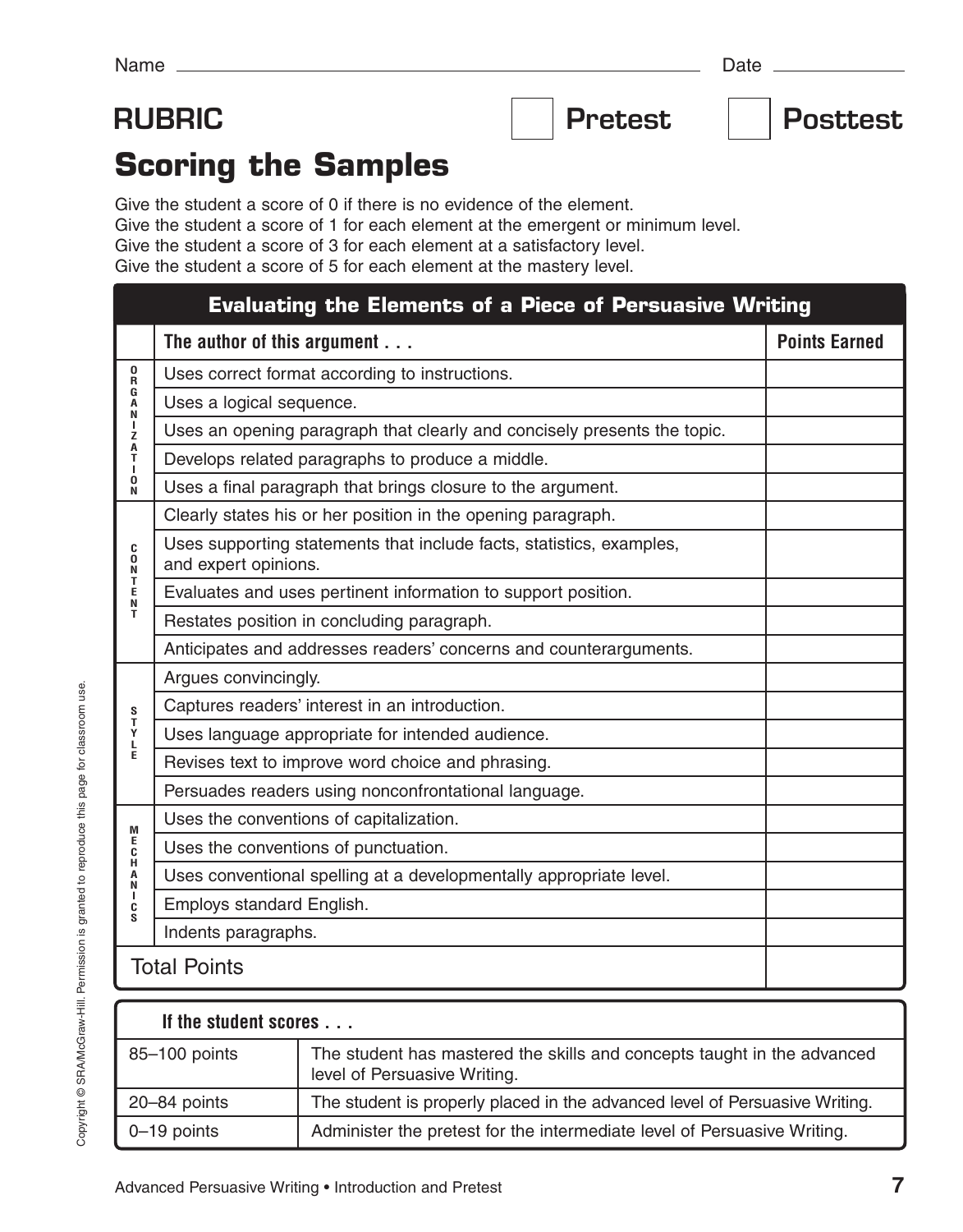Name ______________________________ Date ____________

# RUBRIC

☐ Pretest ☐ Posttest

## Scoring the Samples

Give the student a score of 0 if there is no evidence of the element.
Give the student a score of 1 for each element at the emergent or minimum level.
Give the student a score of 3 for each element at a satisfactory level.
Give the student a score of 5 for each element at the mastery level.

**Evaluating the Elements of a Piece of Persuasive Writing**

| | The author of this argument . . . | Points Earned |
|---|---|---|
| ORGANIZATION | Uses correct format according to instructions. | |
| | Uses a logical sequence. | |
| | Uses an opening paragraph that clearly and concisely presents the topic. | |
| | Develops related paragraphs to produce a middle. | |
| | Uses a final paragraph that brings closure to the argument. | |
| CONTENT | Clearly states his or her position in the opening paragraph. | |
| | Uses supporting statements that include facts, statistics, examples, and expert opinions. | |
| | Evaluates and uses pertinent information to support position. | |
| | Restates position in concluding paragraph. | |
| | Anticipates and addresses readers' concerns and counterarguments. | |
| STYLE | Argues convincingly. | |
| | Captures readers' interest in an introduction. | |
| | Uses language appropriate for intended audience. | |
| | Revises text to improve word choice and phrasing. | |
| | Persuades readers using nonconfrontational language. | |
| MECHANICS | Uses the conventions of capitalization. | |
| | Uses the conventions of punctuation. | |
| | Uses conventional spelling at a developmentally appropriate level. | |
| | Employs standard English. | |
| | Indents paragraphs. | |
| Total Points | | |

| If the student scores . . . | |
|---|---|
| 85–100 points | The student has mastered the skills and concepts taught in the advanced level of Persuasive Writing. |
| 20–84 points | The student is properly placed in the advanced level of Persuasive Writing. |
| 0–19 points | Administer the pretest for the intermediate level of Persuasive Writing. |

Copyright © SRA/McGraw-Hill. Permission is granted to reproduce this page for classroom use.